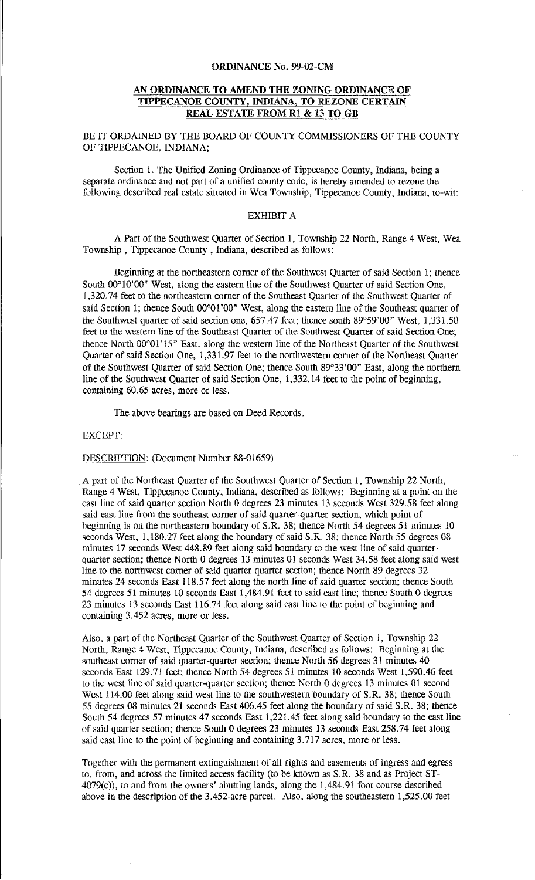**ORDINANCE No. 99-02-CM**

**AN ORDINANCE TO AMEND THE ZONING ORDINANCE OF TIPPECANOE COUNTY, INDIANA, TO REZONE CERTAIN REAL ESTATE FROM R1 & I3 TO GB**

BE IT ORDAINED BY THE BOARD OF COUNTY COMMISSIONERS OF THE COUNTY OF TIPPECANOE, INDIANA;

Section 1. The Unified Zoning Ordinance of Tippecanoe County, Indiana, being a separate ordinance and not part of a unified county code, is hereby amended to rezone the following described real estate situated in Wea Township, Tippecanoe County, Indiana, to-wit:

EXHIBIT A

A Part of the Southwest Quarter of Section 1, Township 22 North, Range 4 West, Wea Township , Tippecanoe County , Indiana, described as follows:

Beginning at the northeastern corner of the Southwest Quarter of said Section 1; thence South 00°10'00" West, along the eastern line of the Southwest Quarter of said Section One, 1,320.74 feet to the northeastern corner of the Southeast Quarter of the Southwest Quarter of said Section 1; thence South 00°01'00" West, along the eastern line of the Southeast quarter of the Southwest quarter of said section one, 657.47 feet; thence south 89°59'00" West, 1,331.50 feet to the western line of the Southeast Quarter of the Southwest Quarter of said Section One; thence North 00°01'15" East. along the western line of the Northeast Quarter of the Southwest Quarter of said Section One, 1,331.97 feet to the northwestern corner of the Northeast Quarter of the Southwest Quarter of said Section One; thence South 89°33'00" East, along the northern line of the Southwest Quarter of said Section One, 1,332.14 feet to the point of beginning, containing 60.65 acres, more or less.

The above bearings are based on Deed Records.

EXCEPT:

DESCRIPTION: (Document Number 88-01659)

A part of the Northeast Quarter of the Southwest Quarter of Section 1, Township 22 North, Range 4 West, Tippecanoe County, Indiana, described as follows: Beginning at a point on the east line of said quarter section North 0 degrees 23 minutes 13 seconds West 329.58 feet along said east line from the southeast corner of said quarter-quarter section, which point of beginning is on the northeastern boundary of S.R. 38; thence North 54 degrees 51 minutes 10 seconds West, 1,180.27 feet along the boundary of said S.R. 38; thence North 55 degrees 08 minutes 17 seconds West 448.89 feet along said boundary to the west line of said quarter-quarter section; thence North 0 degrees 13 minutes 01 seconds West 34.58 feet along said west line to the northwest corner of said quarter-quarter section; thence North 89 degrees 32 minutes 24 seconds East 118.57 feet along the north line of said quarter section; thence South 54 degrees 51 minutes 10 seconds East 1,484.91 feet to said east line; thence South 0 degrees 23 minutes 13 seconds East 116.74 feet along said east line to the point of beginning and containing 3.452 acres, more or less.

Also, a part of the Northeast Quarter of the Southwest Quarter of Section 1, Township 22 North, Range 4 West, Tippecanoe County, Indiana, described as follows: Beginning at the southeast corner of said quarter-quarter section; thence North 56 degrees 31 minutes 40 seconds East 129.71 feet; thence North 54 degrees 51 minutes 10 seconds West 1,590.46 feet to the west line of said quarter-quarter section; thence North 0 degrees 13 minutes 01 second West 114.00 feet along said west line to the southwestern boundary of S.R. 38; thence South 55 degrees 08 minutes 21 seconds East 406.45 feet along the boundary of said S.R. 38; thence South 54 degrees 57 minutes 47 seconds East 1,221.45 feet along said boundary to the east line of said quarter section; thence South 0 degrees 23 minutes 13 seconds East 258.74 feet along said east line to the point of beginning and containing 3.717 acres, more or less.

Together with the permanent extinguishment of all rights and easements of ingress and egress to, from, and across the limited access facility (to be known as S.R. 38 and as Project ST-4079(c)), to and from the owners' abutting lands, along the 1,484.91 foot course described above in the description of the 3.452-acre parcel. Also, along the southeastern 1,525.00 feet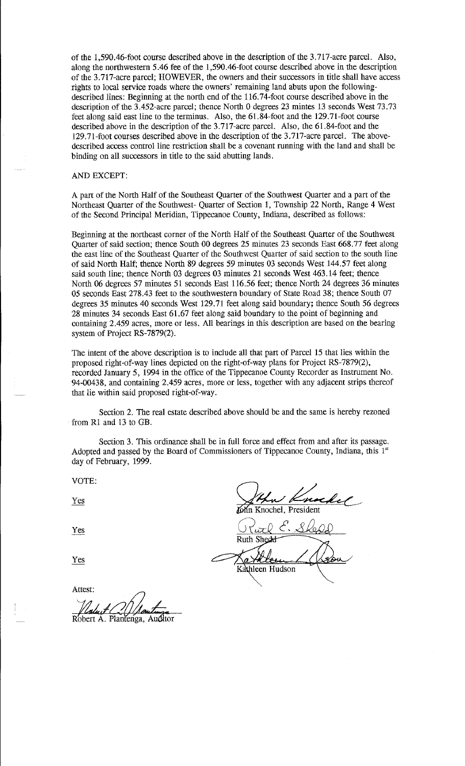of the 1,590.46-foot course described above in the description of the 3.717-acre parcel. Also, along the northwestern 5.46 fee of the 1,590.46-foot course described above in the description of the 3.717-acre parcel; HOWEVER, the owners and their successors in title shall have access rights to local service roads where the owners' remaining land abuts upon the following-described lines: Beginning at the north end of the 116.74-foot course described above in the description of the 3.452-acre parcel; thence North 0 degrees 23 mintes 13 seconds West 73.73 feet along said east line to the terminus. Also, the 61.84-foot and the 129.71-foot course described above in the description of the 3.717-acre parcel. Also, the 61.84-foot and the 129.71-foot courses described above in the description of the 3.717-acre parcel. The above-described access control line restriction shall be a covenant running with the land and shall be binding on all successors in title to the said abutting lands.

AND EXCEPT:

A part of the North Half of the Southeast Quarter of the Southwest Quarter and a part of the Northeast Quarter of the Southwest- Quarter of Section 1, Township 22 North, Range 4 West of the Second Principal Meridian, Tippecanoe County, Indiana, described as follows:

Beginning at the northeast corner of the North Half of the Southeast Quarter of the Southwest Quarter of said section; thence South 00 degrees 25 minutes 23 seconds East 668.77 feet along the east line of the Southeast Quarter of the Southwest Quarter of said section to the south line of said North Half; thence North 89 degrees 59 minutes 03 seconds West 144.57 feet along said south line; thence North 03 degrees 03 minutes 21 seconds West 463.14 feet; thence North 06 degrees 57 minutes 51 seconds East 116.56 feet; thence North 24 degrees 36 minutes 05 seconds East 278.43 feet to the southwestern boundary of State Road 38; thence South 07 degrees 35 minutes 40 seconds West 129.71 feet along said boundary; thence South 56 degrees 28 minutes 34 seconds East 61.67 feet along said boundary to the point of beginning and containing 2.459 acres, more or less. All bearings in this description are based on the bearing system of Project RS-7879(2).

The intent of the above description is to include all that part of Parcel 15 that lies within the proposed right-of-way lines depicted on the right-of-way plans for Project RS-7879(2), recorded January 5, 1994 in the office of the Tippecanoe County Recorder as Instrument No. 94-00438, and containing 2.459 acres, more or less, together with any adjacent strips thereof that lie within said proposed right-of-way.

Section 2. The real estate described above should be and the same is hereby rezoned from R1 and I3 to GB.

Section 3. This ordinance shall be in full force and effect from and after its passage. Adopted and passed by the Board of Commissioners of Tippecanoe County, Indiana, this 1st day of February, 1999.

VOTE:

Yes — John Knochel, President

Yes — Ruth Shedd

Yes — Kathleen Hudson

Attest:

Robert A. Plantenga, Auditor